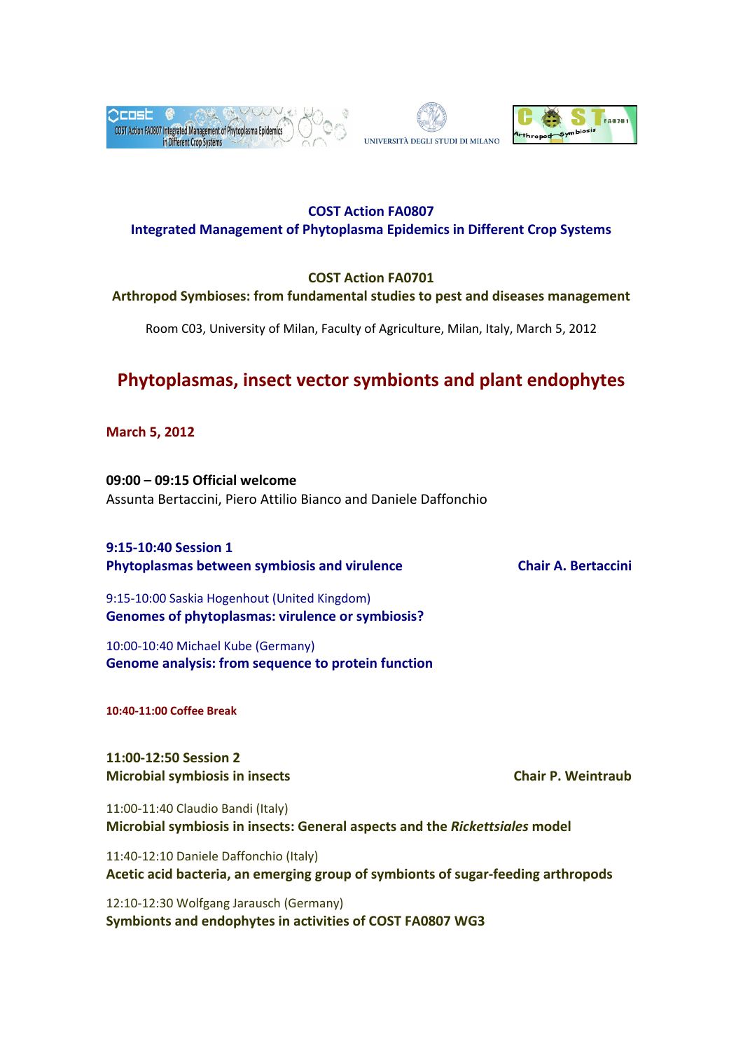**COST Action FA0807**
**Integrated Management of Phytoplasma Epidemics in Different Crop Systems**

**COST Action FA0701**
**Arthropod Symbioses: from fundamental studies to pest and diseases management**

Room C03, University of Milan, Faculty of Agriculture, Milan, Italy, March 5, 2012

# Phytoplasmas, insect vector symbionts and plant endophytes

## March 5, 2012

**09:00 – 09:15 Official welcome**
Assunta Bertaccini, Piero Attilio Bianco and Daniele Daffonchio

**9:15-10:40 Session 1**
**Phytoplasmas between symbiosis and virulence** — **Chair A. Bertaccini**

9:15-10:00 Saskia Hogenhout (United Kingdom)
**Genomes of phytoplasmas: virulence or symbiosis?**

10:00-10:40 Michael Kube (Germany)
**Genome analysis: from sequence to protein function**

**10:40-11:00 Coffee Break**

**11:00-12:50 Session 2**
**Microbial symbiosis in insects** — **Chair P. Weintraub**

11:00-11:40 Claudio Bandi (Italy)
**Microbial symbiosis in insects: General aspects and the *Rickettsiales* model**

11:40-12:10 Daniele Daffonchio (Italy)
**Acetic acid bacteria, an emerging group of symbionts of sugar-feeding arthropods**

12:10-12:30 Wolfgang Jarausch (Germany)
**Symbionts and endophytes in activities of COST FA0807 WG3**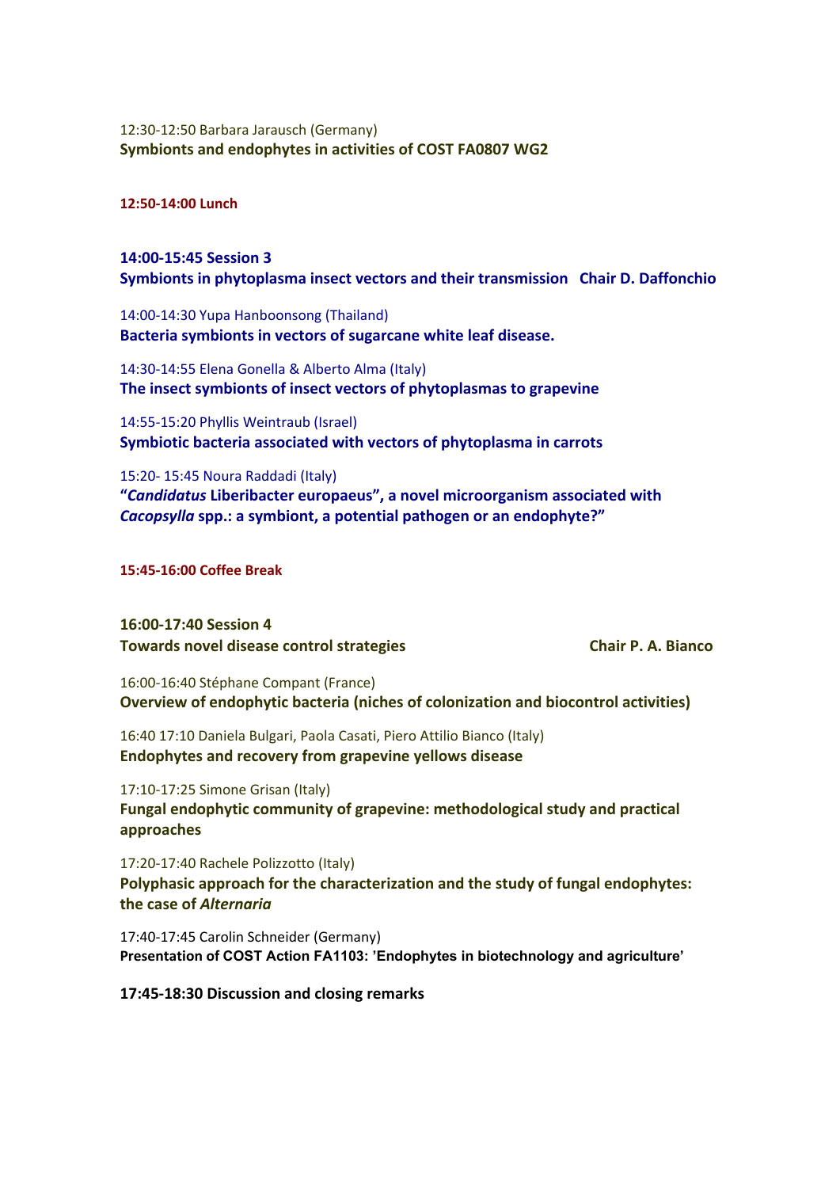12:30-12:50 Barbara Jarausch (Germany)
**Symbionts and endophytes in activities of COST FA0807 WG2**

**12:50-14:00 Lunch**

**14:00-15:45 Session 3**
**Symbionts in phytoplasma insect vectors and their transmission   Chair D. Daffonchio**

14:00-14:30 Yupa Hanboonsong (Thailand)
**Bacteria symbionts in vectors of sugarcane white leaf disease.**

14:30-14:55 Elena Gonella & Alberto Alma (Italy)
**The insect symbionts of insect vectors of phytoplasmas to grapevine**

14:55-15:20 Phyllis Weintraub (Israel)
**Symbiotic bacteria associated with vectors of phytoplasma in carrots**

15:20- 15:45 Noura Raddadi (Italy)
**"*Candidatus* Liberibacter europaeus", a novel microorganism associated with *Cacopsylla* spp.: a symbiont, a potential pathogen or an endophyte?"**

**15:45-16:00 Coffee Break**

**16:00-17:40 Session 4**
**Towards novel disease control strategies   Chair P. A. Bianco**

16:00-16:40 Stéphane Compant (France)
**Overview of endophytic bacteria (niches of colonization and biocontrol activities)**

16:40 17:10 Daniela Bulgari, Paola Casati, Piero Attilio Bianco (Italy)
**Endophytes and recovery from grapevine yellows disease**

17:10-17:25 Simone Grisan (Italy)
**Fungal endophytic community of grapevine: methodological study and practical approaches**

17:20-17:40 Rachele Polizzotto (Italy)
**Polyphasic approach for the characterization and the study of fungal endophytes: the case of *Alternaria***

17:40-17:45 Carolin Schneider (Germany)
**Presentation of COST Action FA1103: 'Endophytes in biotechnology and agriculture'**

**17:45-18:30 Discussion and closing remarks**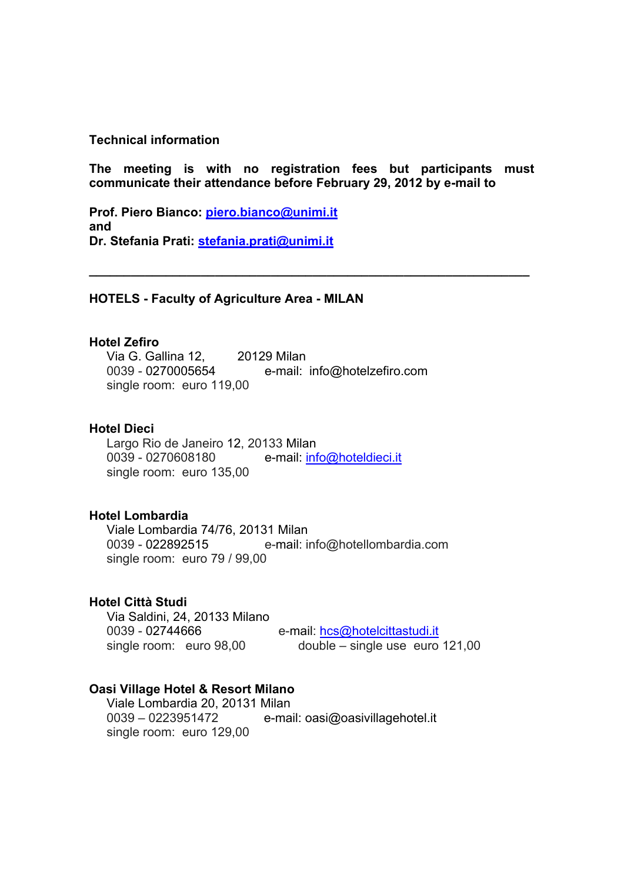## Technical information

**The meeting is with no registration fees but participants must communicate their attendance before February 29, 2012 by e-mail to**

**Prof. Piero Bianco: piero.bianco@unimi.it**
**and**
**Dr. Stefania Prati: stefania.prati@unimi.it**

---

## HOTELS - Faculty of Agriculture Area - MILAN

**Hotel Zefiro**
Via G. Gallina 12, 20129 Milan
0039 - 0270005654 e-mail: info@hotelzefiro.com
single room: euro 119,00

**Hotel Dieci**
Largo Rio de Janeiro 12, 20133 Milan
0039 - 0270608180 e-mail: info@hoteldieci.it
single room: euro 135,00

**Hotel Lombardia**
Viale Lombardia 74/76, 20131 Milan
0039 - 022892515 e-mail: info@hotellombardia.com
single room: euro 79 / 99,00

**Hotel Città Studi**
Via Saldini, 24, 20133 Milano
0039 - 02744666 e-mail: hcs@hotelcittastudi.it
single room: euro 98,00 double – single use euro 121,00

**Oasi Village Hotel & Resort Milano**
Viale Lombardia 20, 20131 Milan
0039 – 0223951472 e-mail: oasi@oasivillagehotel.it
single room: euro 129,00